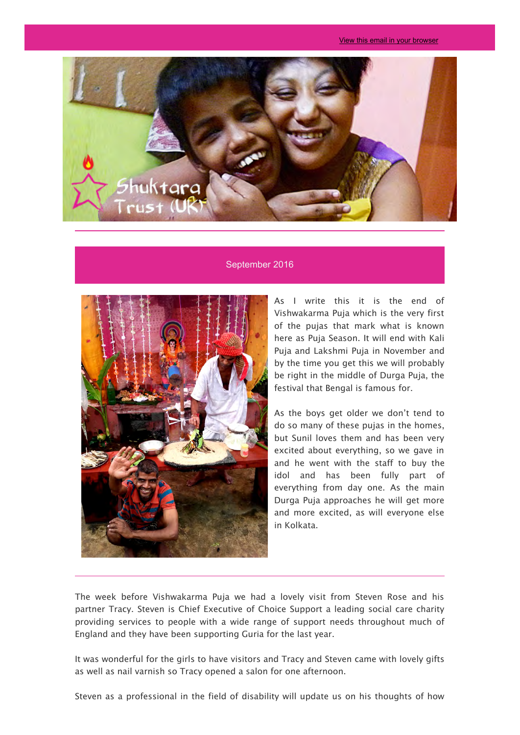View this email in your browser

Shuktara Trust (UK)

## September 2016

As I write this it is the end of Vishwakarma Puja which is the very first of the pujas that mark what is known here as Puja Season. It will end with Kali Puja and Lakshmi Puja in November and by the time you get this we will probably be right in the middle of Durga Puja, the festival that Bengal is famous for.

As the boys get older we don't tend to do so many of these pujas in the homes, but Sunil loves them and has been very excited about everything, so we gave in and he went with the staff to buy the idol and has been fully part of everything from day one. As the main Durga Puja approaches he will get more and more excited, as will everyone else in Kolkata.

---

The week before Vishwakarma Puja we had a lovely visit from Steven Rose and his partner Tracy. Steven is Chief Executive of Choice Support a leading social care charity providing services to people with a wide range of support needs throughout much of England and they have been supporting Guria for the last year.

It was wonderful for the girls to have visitors and Tracy and Steven came with lovely gifts as well as nail varnish so Tracy opened a salon for one afternoon.

Steven as a professional in the field of disability will update us on his thoughts of how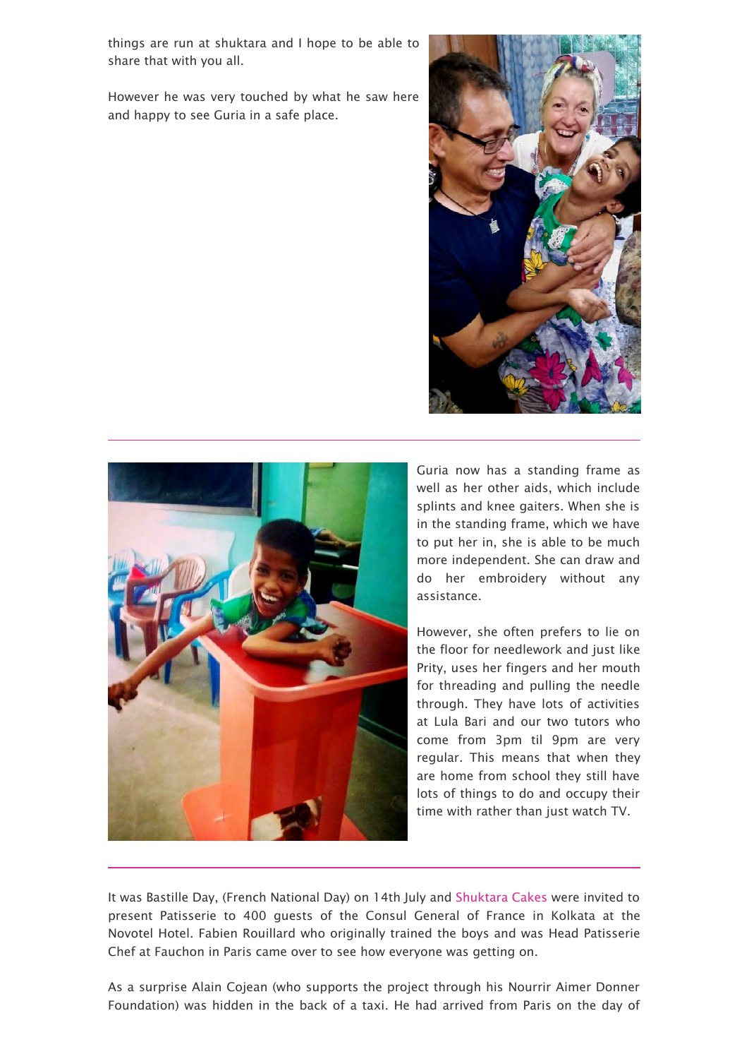things are run at shuktara and I hope to be able to share that with you all.

However he was very touched by what he saw here and happy to see Guria in a safe place.

---

Guria now has a standing frame as well as her other aids, which include splints and knee gaiters. When she is in the standing frame, which we have to put her in, she is able to be much more independent. She can draw and do her embroidery without any assistance.

However, she often prefers to lie on the floor for needlework and just like Prity, uses her fingers and her mouth for threading and pulling the needle through. They have lots of activities at Lula Bari and our two tutors who come from 3pm til 9pm are very regular. This means that when they are home from school they still have lots of things to do and occupy their time with rather than just watch TV.

---

It was Bastille Day, (French National Day) on 14th July and Shuktara Cakes were invited to present Patisserie to 400 guests of the Consul General of France in Kolkata at the Novotel Hotel. Fabien Rouillard who originally trained the boys and was Head Patisserie Chef at Fauchon in Paris came over to see how everyone was getting on.

As a surprise Alain Cojean (who supports the project through his Nourrir Aimer Donner Foundation) was hidden in the back of a taxi. He had arrived from Paris on the day of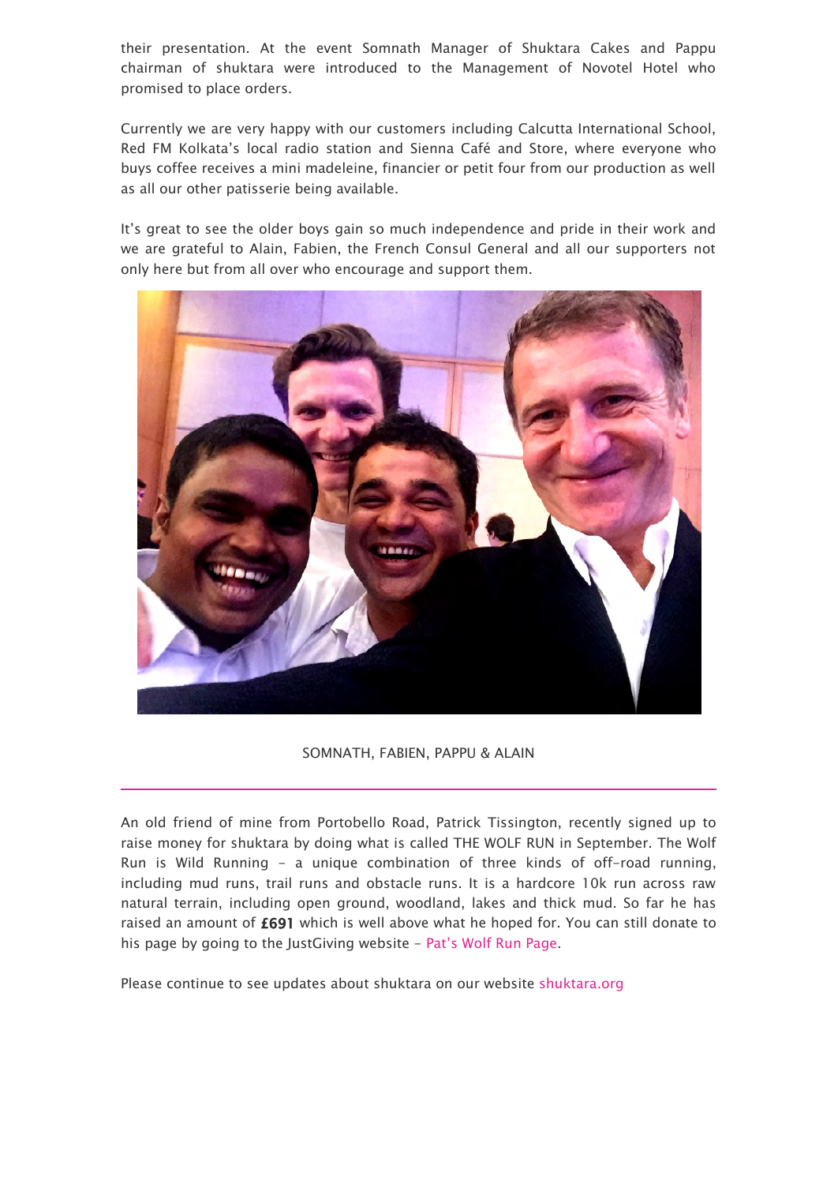their presentation. At the event Somnath Manager of Shuktara Cakes and Pappu chairman of shuktara were introduced to the Management of Novotel Hotel who promised to place orders.

Currently we are very happy with our customers including Calcutta International School, Red FM Kolkata's local radio station and Sienna Café and Store, where everyone who buys coffee receives a mini madeleine, financier or petit four from our production as well as all our other patisserie being available.

It's great to see the older boys gain so much independence and pride in their work and we are grateful to Alain, Fabien, the French Consul General and all our supporters not only here but from all over who encourage and support them.

SOMNATH, FABIEN, PAPPU & ALAIN

---

An old friend of mine from Portobello Road, Patrick Tissington, recently signed up to raise money for shuktara by doing what is called THE WOLF RUN in September. The Wolf Run is Wild Running – a unique combination of three kinds of off-road running, including mud runs, trail runs and obstacle runs. It is a hardcore 10k run across raw natural terrain, including open ground, woodland, lakes and thick mud. So far he has raised an amount of **£691** which is well above what he hoped for. You can still donate to his page by going to the JustGiving website – Pat's Wolf Run Page.

Please continue to see updates about shuktara on our website shuktara.org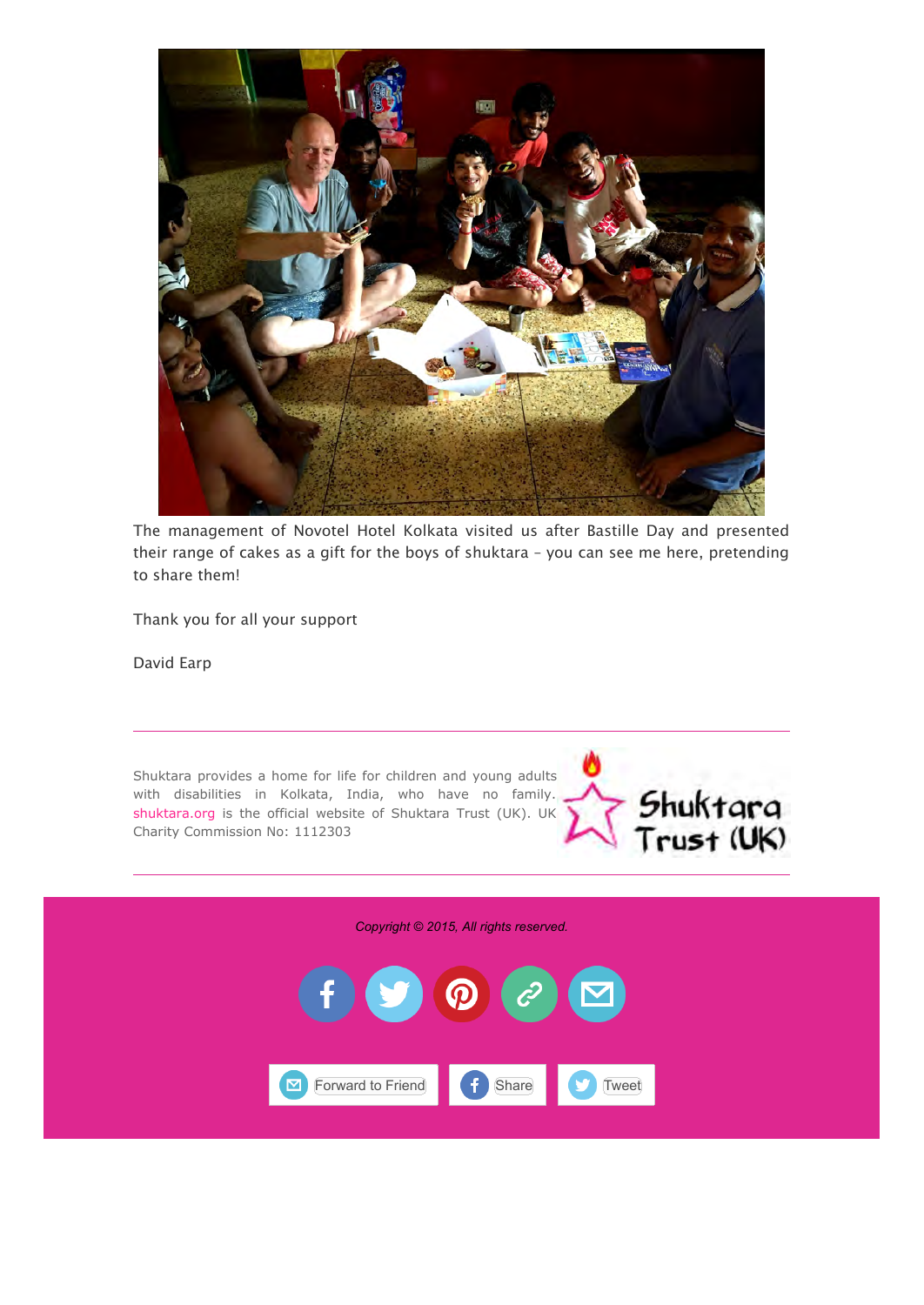The management of Novotel Hotel Kolkata visited us after Bastille Day and presented their range of cakes as a gift for the boys of shuktara – you can see me here, pretending to share them!

Thank you for all your support

David Earp

---

Shuktara provides a home for life for children and young adults with disabilities in Kolkata, India, who have no family. shuktara.org is the official website of Shuktara Trust (UK). UK Charity Commission No: 1112303

Shuktara Trust (UK)

---

*Copyright © 2015, All rights reserved.*

Forward to Friend | Share | Tweet